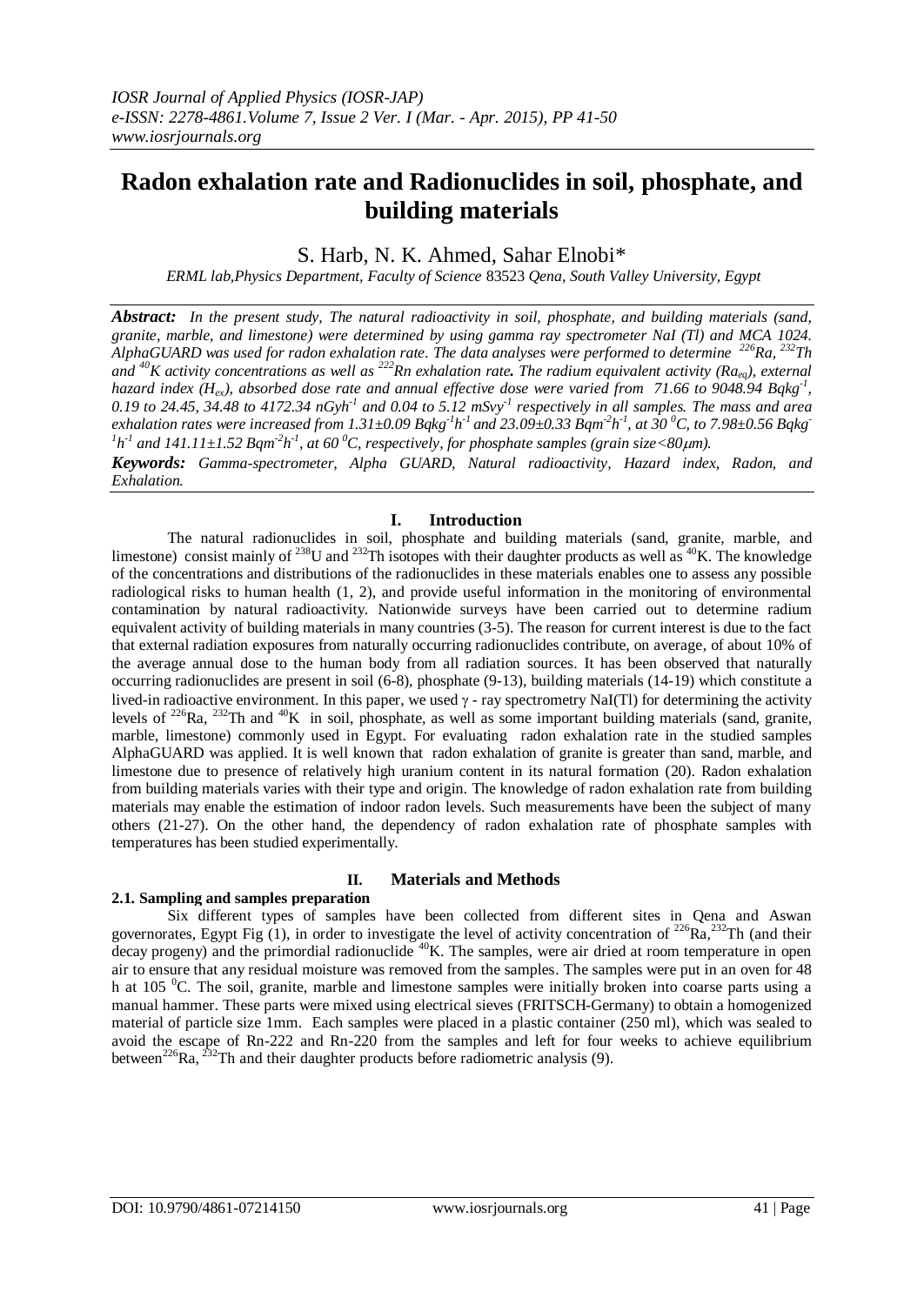# Radon exhalation rate and Radionuclides in soil, phosphate, and building materials

S. Harb, N. K. Ahmed, Sahar Elnobi*

*ERML lab,Physics Department, Faculty of Science 83523 Qena, South Valley University, Egypt*

***Abstract:*** *In the present study, The natural radioactivity in soil, phosphate, and building materials (sand, granite, marble, and limestone) were determined by using gamma ray spectrometer NaI (Tl) and MCA 1024. AlphaGUARD was used for radon exhalation rate. The data analyses were performed to determine $^{226}Ra$, $^{232}Th$ and $^{40}K$ activity concentrations as well as $^{222}Rn$ exhalation rate.* ***The radium equivalent activity ($Ra_{eq}$), external hazard index ($H_{ex}$), absorbed dose rate and annual effective dose were varied from 71.66 to 9048.94 $Bqkg^{-1}$, 0.19 to 24.45, 34.48 to 4172.34 $nGyh^{-1}$ and 0.04 to 5.12 $mSvy^{-1}$ respectively in all samples. The mass and area exhalation rates were increased from 1.31±0.09 $Bqkg^{-1}h^{-1}$ and 23.09±0.33 $Bqm^{-2}h^{-1}$, at 30 $^0C$, to 7.98±0.56 $Bqkg^{-1}h^{-1}$ and 141.11±1.52 $Bqm^{-2}h^{-1}$, at 60 $^0C$, respectively, for phosphate samples (grain size<80μm).***

***Keywords:*** *Gamma-spectrometer, Alpha GUARD, Natural radioactivity, Hazard index, Radon, and Exhalation.*

## I. Introduction

The natural radionuclides in soil, phosphate and building materials (sand, granite, marble, and limestone) consist mainly of $^{238}U$ and $^{232}Th$ isotopes with their daughter products as well as $^{40}K$. The knowledge of the concentrations and distributions of the radionuclides in these materials enables one to assess any possible radiological risks to human health (1, 2), and provide useful information in the monitoring of environmental contamination by natural radioactivity. Nationwide surveys have been carried out to determine radium equivalent activity of building materials in many countries (3-5). The reason for current interest is due to the fact that external radiation exposures from naturally occurring radionuclides contribute, on average, of about 10% of the average annual dose to the human body from all radiation sources. It has been observed that naturally occurring radionuclides are present in soil (6-8), phosphate (9-13), building materials (14-19) which constitute a lived-in radioactive environment. In this paper, we used γ - ray spectrometry NaI(Tl) for determining the activity levels of $^{226}Ra$, $^{232}Th$ and $^{40}K$ in soil, phosphate, as well as some important building materials (sand, granite, marble, limestone) commonly used in Egypt. For evaluating radon exhalation rate in the studied samples AlphaGUARD was applied. It is well known that radon exhalation of granite is greater than sand, marble, and limestone due to presence of relatively high uranium content in its natural formation (20). Radon exhalation from building materials varies with their type and origin. The knowledge of radon exhalation rate from building materials may enable the estimation of indoor radon levels. Such measurements have been the subject of many others (21-27). On the other hand, the dependency of radon exhalation rate of phosphate samples with temperatures has been studied experimentally.

## II. Materials and Methods

### 2.1. Sampling and samples preparation

Six different types of samples have been collected from different sites in Qena and Aswan governorates, Egypt Fig (1), in order to investigate the level of activity concentration of $^{226}Ra$, $^{232}Th$ (and their decay progeny) and the primordial radionuclide $^{40}K$. The samples, were air dried at room temperature in open air to ensure that any residual moisture was removed from the samples. The samples were put in an oven for 48 h at 105 $^0C$. The soil, granite, marble and limestone samples were initially broken into coarse parts using a manual hammer. These parts were mixed using electrical sieves (FRITSCH-Germany) to obtain a homogenized material of particle size 1mm. Each samples were placed in a plastic container (250 ml), which was sealed to avoid the escape of Rn-222 and Rn-220 from the samples and left for four weeks to achieve equilibrium between $^{226}Ra$, $^{232}Th$ and their daughter products before radiometric analysis (9).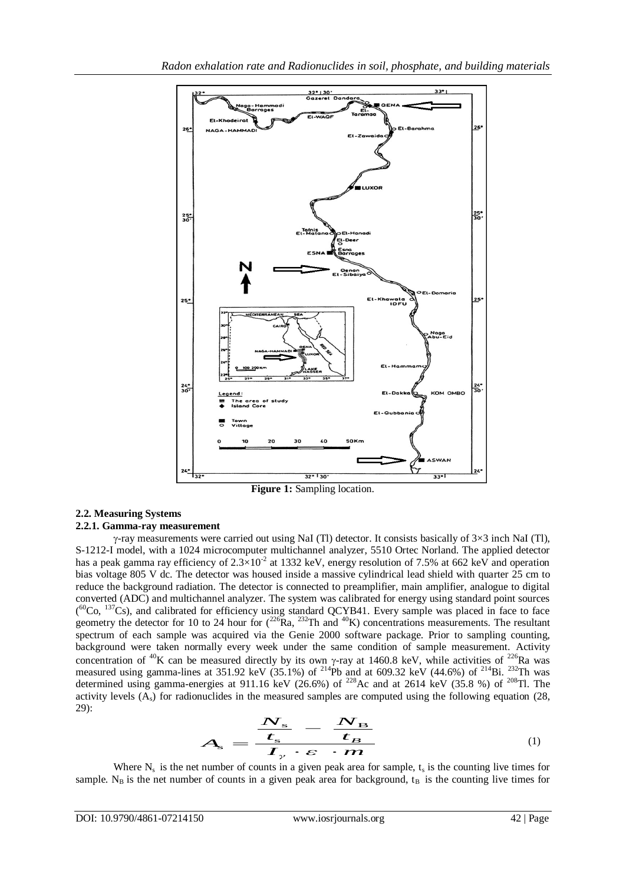Figure 1: Sampling location.

### 2.2. Measuring Systems

#### 2.2.1. Gamma-ray measurement

γ-ray measurements were carried out using NaI (Tl) detector. It consists basically of 3×3 inch NaI (Tl), S-1212-I model, with a 1024 microcomputer multichannel analyzer, 5510 Ortec Norland. The applied detector has a peak gamma ray efficiency of $2.3\times10^{-2}$ at 1332 keV, energy resolution of 7.5% at 662 keV and operation bias voltage 805 V dc. The detector was housed inside a massive cylindrical lead shield with quarter 25 cm to reduce the background radiation. The detector is connected to preamplifier, main amplifier, analogue to digital converted (ADC) and multichannel analyzer. The system was calibrated for energy using standard point sources ($^{60}$Co, $^{137}$Cs), and calibrated for efficiency using standard QCYB41. Every sample was placed in face to face geometry the detector for 10 to 24 hour for ($^{226}$Ra, $^{232}$Th and $^{40}$K) concentrations measurements. The resultant spectrum of each sample was acquired via the Genie 2000 software package. Prior to sampling counting, background were taken normally every week under the same condition of sample measurement. Activity concentration of $^{40}$K can be measured directly by its own γ-ray at 1460.8 keV, while activities of $^{226}$Ra was measured using gamma-lines at 351.92 keV (35.1%) of $^{214}$Pb and at 609.32 keV (44.6%) of $^{214}$Bi. $^{232}$Th was determined using gamma-energies at 911.16 keV (26.6%) of $^{228}$Ac and at 2614 keV (35.8 %) of $^{208}$Tl. The activity levels ($A_s$) for radionuclides in the measured samples are computed using the following equation (28, 29):

$$A_s = \frac{\dfrac{N_s}{t_s} - \dfrac{N_B}{t_B}}{I_\gamma \cdot \varepsilon \cdot m} \tag{1}$$

Where $N_s$ is the net number of counts in a given peak area for sample, $t_s$ is the counting live times for sample. $N_B$ is the net number of counts in a given peak area for background, $t_B$ is the counting live times for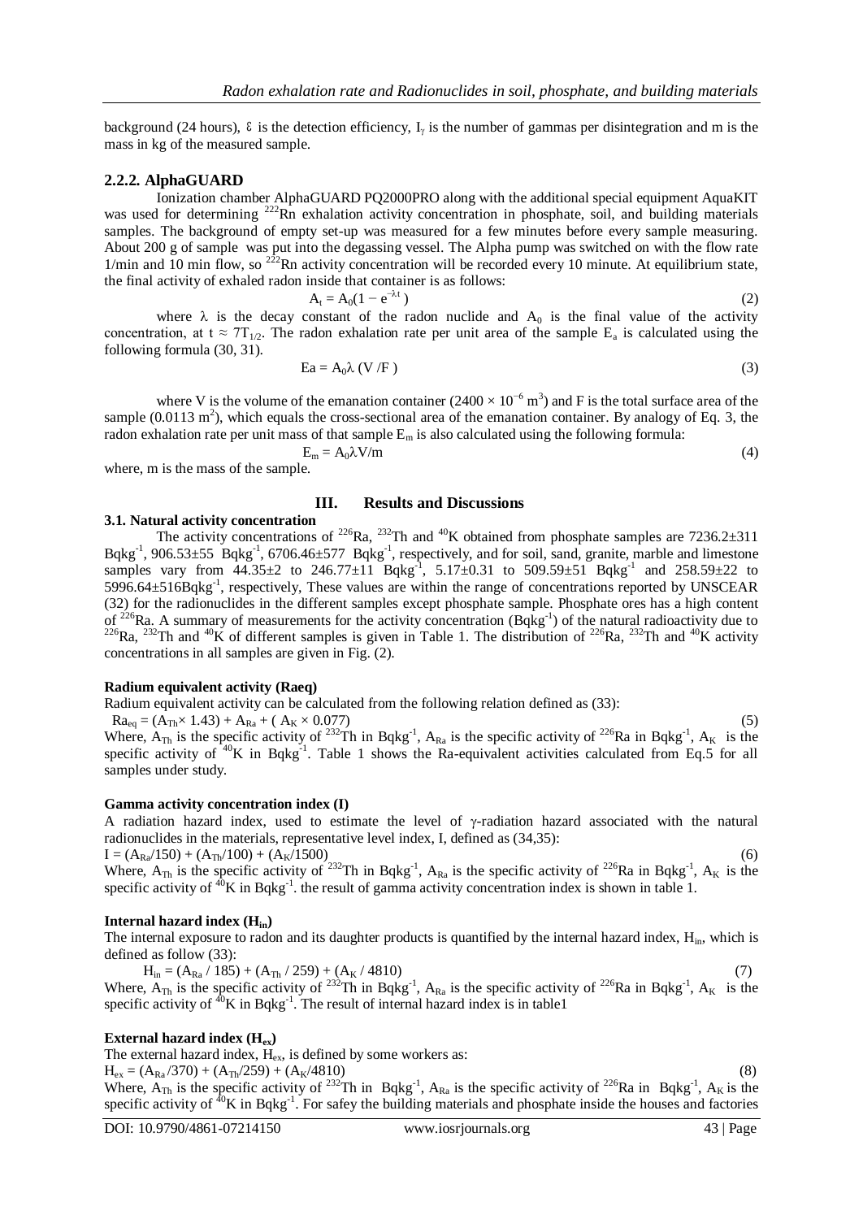background (24 hours), $\varepsilon$ is the detection efficiency, $I_\gamma$ is the number of gammas per disintegration and m is the mass in kg of the measured sample.

### 2.2.2. AlphaGUARD

Ionization chamber AlphaGUARD PQ2000PRO along with the additional special equipment AquaKIT was used for determining $^{222}Rn$ exhalation activity concentration in phosphate, soil, and building materials samples. The background of empty set-up was measured for a few minutes before every sample measuring. About 200 g of sample was put into the degassing vessel. The Alpha pump was switched on with the flow rate 1/min and 10 min flow, so $^{222}Rn$ activity concentration will be recorded every 10 minute. At equilibrium state, the final activity of exhaled radon inside that container is as follows:

$$A_t = A_0(1 - e^{-\lambda t}) \tag{2}$$

where $\lambda$ is the decay constant of the radon nuclide and $A_0$ is the final value of the activity concentration, at $t \approx 7T_{1/2}$. The radon exhalation rate per unit area of the sample $E_a$ is calculated using the following formula (30, 31).

$$Ea = A_0\lambda\ (V/F) \tag{3}$$

where V is the volume of the emanation container ($2400 \times 10^{-6}$ m$^3$) and F is the total surface area of the sample (0.0113 m$^2$), which equals the cross-sectional area of the emanation container. By analogy of Eq. 3, the radon exhalation rate per unit mass of that sample $E_m$ is also calculated using the following formula:

$$E_m = A_0\lambda V/m \tag{4}$$

where, m is the mass of the sample.

## III. Results and Discussions

### 3.1. Natural activity concentration

The activity concentrations of $^{226}Ra$, $^{232}Th$ and $^{40}K$ obtained from phosphate samples are 7236.2±311 Bqkg$^{-1}$, 906.53±55 Bqkg$^{-1}$, 6706.46±577 Bqkg$^{-1}$, respectively, and for soil, sand, granite, marble and limestone samples vary from 44.35±2 to 246.77±11 Bqkg$^{-1}$, 5.17±0.31 to 509.59±51 Bqkg$^{-1}$ and 258.59±22 to 5996.64±516Bqkg$^{-1}$, respectively, These values are within the range of concentrations reported by UNSCEAR (32) for the radionuclides in the different samples except phosphate sample. Phosphate ores has a high content of $^{226}Ra$. A summary of measurements for the activity concentration (Bqkg$^{-1}$) of the natural radioactivity due to $^{226}Ra$, $^{232}Th$ and $^{40}K$ of different samples is given in Table 1. The distribution of $^{226}Ra$, $^{232}Th$ and $^{40}K$ activity concentrations in all samples are given in Fig. (2).

**Radium equivalent activity (Raeq)**

Radium equivalent activity can be calculated from the following relation defined as (33):

$$Ra_{eq} = (A_{Th} \times 1.43) + A_{Ra} + (A_K \times 0.077) \tag{5}$$

Where, $A_{Th}$ is the specific activity of $^{232}Th$ in Bqkg$^{-1}$, $A_{Ra}$ is the specific activity of $^{226}Ra$ in Bqkg$^{-1}$, $A_K$ is the specific activity of $^{40}K$ in Bqkg$^{-1}$. Table 1 shows the Ra-equivalent activities calculated from Eq.5 for all samples under study.

**Gamma activity concentration index (I)**

A radiation hazard index, used to estimate the level of γ-radiation hazard associated with the natural radionuclides in the materials, representative level index, I, defined as (34,35):

$$I = (A_{Ra}/150) + (A_{Th}/100) + (A_K/1500) \tag{6}$$

Where, $A_{Th}$ is the specific activity of $^{232}Th$ in Bqkg$^{-1}$, $A_{Ra}$ is the specific activity of $^{226}Ra$ in Bqkg$^{-1}$, $A_K$ is the specific activity of $^{40}K$ in Bqkg$^{-1}$. the result of gamma activity concentration index is shown in table 1.

**Internal hazard index ($H_{in}$)**

The internal exposure to radon and its daughter products is quantified by the internal hazard index, $H_{in}$, which is defined as follow (33):

$$H_{in} = (A_{Ra}/185) + (A_{Th}/259) + (A_K/4810) \tag{7}$$

Where, $A_{Th}$ is the specific activity of $^{232}Th$ in Bqkg$^{-1}$, $A_{Ra}$ is the specific activity of $^{226}Ra$ in Bqkg$^{-1}$, $A_K$ is the specific activity of $^{40}K$ in Bqkg$^{-1}$. The result of internal hazard index is in table1

**External hazard index ($H_{ex}$)**

The external hazard index, $H_{ex}$, is defined by some workers as:

$$H_{ex} = (A_{Ra}/370) + (A_{Th}/259) + (A_K/4810) \tag{8}$$

Where, $A_{Th}$ is the specific activity of $^{232}Th$ in Bqkg$^{-1}$, $A_{Ra}$ is the specific activity of $^{226}Ra$ in Bqkg$^{-1}$, $A_K$ is the specific activity of $^{40}K$ in Bqkg$^{-1}$. For safey the building materials and phosphate inside the houses and factories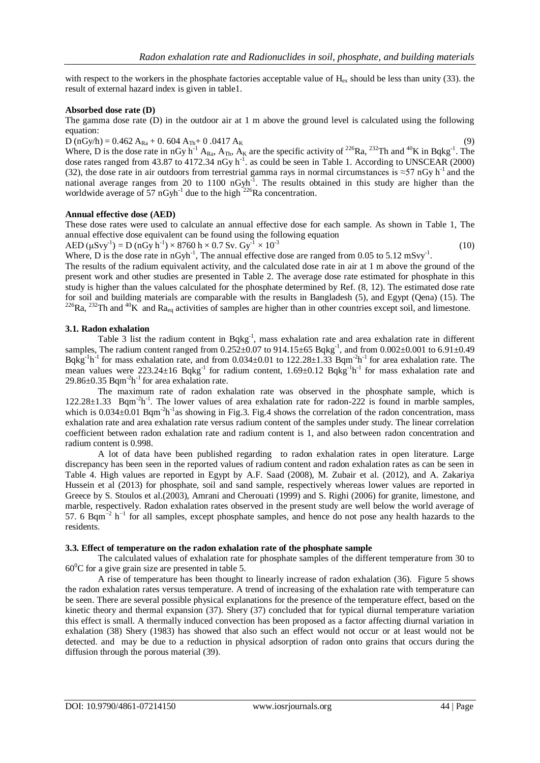with respect to the workers in the phosphate factories acceptable value of $H_{ex}$ should be less than unity (33). the result of external hazard index is given in table1.

**Absorbed dose rate (D)**

The gamma dose rate (D) in the outdoor air at 1 m above the ground level is calculated using the following equation:

$$D\,(nGy/h) = 0.462\,A_{Ra} + 0.604\,A_{Th} + 0.0417\,A_K \quad (9)$$

Where, D is the dose rate in nGy $h^{-1}$ $A_{Ra}$, $A_{Th}$, $A_K$ are the specific activity of $^{226}Ra$, $^{232}Th$ and $^{40}K$ in $Bqkg^{-1}$. The dose rates ranged from 43.87 to 4172.34 nGy $h^{-1}$. as could be seen in Table 1. According to UNSCEAR (2000) (32), the dose rate in air outdoors from terrestrial gamma rays in normal circumstances is ≈57 nGy $h^{-1}$ and the national average ranges from 20 to 1100 $nGyh^{-1}$. The results obtained in this study are higher than the worldwide average of 57 $nGyh^{-1}$ due to the high $^{226}Ra$ concentration.

**Annual effective dose (AED)**

These dose rates were used to calculate an annual effective dose for each sample. As shown in Table 1, The annual effective dose equivalent can be found using the following equation

$$AED\,(\mu Svy^{-1}) = D\,(nGy\,h^{-1}) \times 8760\,h \times 0.7\,Sv.\,Gy^{-1} \times 10^{-3} \quad (10)$$

Where, D is the dose rate in $nGyh^{-1}$, The annual effective dose are ranged from 0.05 to 5.12 $mSvy^{-1}$.

The results of the radium equivalent activity, and the calculated dose rate in air at 1 m above the ground of the present work and other studies are presented in Table 2. The average dose rate estimated for phosphate in this study is higher than the values calculated for the phosphate determined by Ref. (8, 12). The estimated dose rate for soil and building materials are comparable with the results in Bangladesh (5), and Egypt (Qena) (15). The $^{226}Ra$, $^{232}Th$ and $^{40}K$ and $Ra_{eq}$ activities of samples are higher than in other countries except soil, and limestone.

### 3.1. Radon exhalation

Table 3 list the radium content in $Bqkg^{-1}$, mass exhalation rate and area exhalation rate in different samples, The radium content ranged from 0.252±0.07 to 914.15±65 $Bqkg^{-1}$, and from 0.002±0.001 to 6.91±0.49 $Bqkg^{-1}h^{-1}$ for mass exhalation rate, and from 0.034±0.01 to 122.28±1.33 $Bqm^{-2}h^{-1}$ for area exhalation rate. The mean values were 223.24±16 $Bqkg^{-1}$ for radium content, 1.69±0.12 $Bqkg^{-1}h^{-1}$ for mass exhalation rate and 29.86±0.35 $Bqm^{-2}h^{-1}$ for area exhalation rate.

The maximum rate of radon exhalation rate was observed in the phosphate sample, which is 122.28±1.33 $Bqm^{-2}h^{-1}$. The lower values of area exhalation rate for radon-222 is found in marble samples, which is 0.034±0.01 $Bqm^{-2}h^{-1}$as showing in Fig.3. Fig.4 shows the correlation of the radon concentration, mass exhalation rate and area exhalation rate versus radium content of the samples under study. The linear correlation coefficient between radon exhalation rate and radium content is 1, and also between radon concentration and radium content is 0.998.

A lot of data have been published regarding to radon exhalation rates in open literature. Large discrepancy has been seen in the reported values of radium content and radon exhalation rates as can be seen in Table 4. High values are reported in Egypt by A.F. Saad (2008), M. Zubair et al. (2012), and A. Zakariya Hussein et al (2013) for phosphate, soil and sand sample, respectively whereas lower values are reported in Greece by S. Stoulos et al.(2003), Amrani and Cherouati (1999) and S. Righi (2006) for granite, limestone, and marble, respectively. Radon exhalation rates observed in the present study are well below the world average of 57. 6 $Bqm^{-2}\,h^{-1}$ for all samples, except phosphate samples, and hence do not pose any health hazards to the residents.

### 3.3. Effect of temperature on the radon exhalation rate of the phosphate sample

The calculated values of exhalation rate for phosphate samples of the different temperature from 30 to $60^0C$ for a give grain size are presented in table 5.

A rise of temperature has been thought to linearly increase of radon exhalation (36). Figure 5 shows the radon exhalation rates versus temperature. A trend of increasing of the exhalation rate with temperature can be seen. There are several possible physical explanations for the presence of the temperature effect, based on the kinetic theory and thermal expansion (37). Shery (37) concluded that for typical diurnal temperature variation this effect is small. A thermally induced convection has been proposed as a factor affecting diurnal variation in exhalation (38) Shery (1983) has showed that also such an effect would not occur or at least would not be detected. and may be due to a reduction in physical adsorption of radon onto grains that occurs during the diffusion through the porous material (39).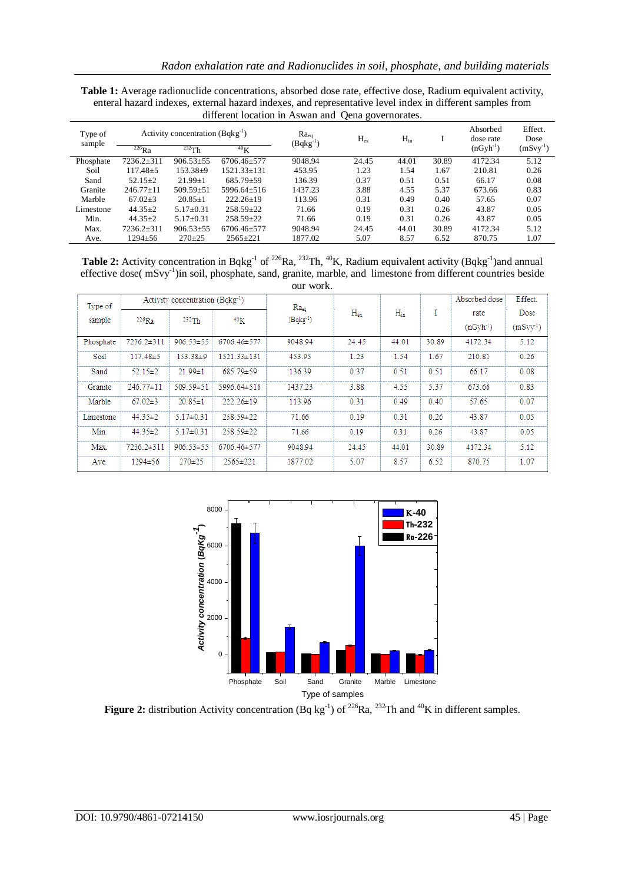**Table 1:** Average radionuclide concentrations, absorbed dose rate, effective dose, Radium equivalent activity, enteral hazard indexes, external hazard indexes, and representative level index in different samples from different location in Aswan and Qena governorates.

| Type of sample | Activity concentration ($Bqkg^{-1}$) | | | $Ra_{eq}$ ($Bqkg^{-1}$) | $H_{ex}$ | $H_{in}$ | I | Absorbed dose rate ($nGyh^{-1}$) | Effect. Dose ($mSvy^{-1}$) |
|---|---|---|---|---|---|---|---|---|---|
| | $^{226}Ra$ | $^{232}Th$ | $^{40}K$ | | | | | | |
| Phosphate | 7236.2±311 | 906.53±55 | 6706.46±577 | 9048.94 | 24.45 | 44.01 | 30.89 | 4172.34 | 5.12 |
| Soil | 117.48±5 | 153.38±9 | 1521.33±131 | 453.95 | 1.23 | 1.54 | 1.67 | 210.81 | 0.26 |
| Sand | 52.15±2 | 21.99±1 | 685.79±59 | 136.39 | 0.37 | 0.51 | 0.51 | 66.17 | 0.08 |
| Granite | 246.77±11 | 509.59±51 | 5996.64±516 | 1437.23 | 3.88 | 4.55 | 5.37 | 673.66 | 0.83 |
| Marble | 67.02±3 | 20.85±1 | 222.26±19 | 113.96 | 0.31 | 0.49 | 0.40 | 57.65 | 0.07 |
| Limestone | 44.35±2 | 5.17±0.31 | 258.59±22 | 71.66 | 0.19 | 0.31 | 0.26 | 43.87 | 0.05 |
| Min. | 44.35±2 | 5.17±0.31 | 258.59±22 | 71.66 | 0.19 | 0.31 | 0.26 | 43.87 | 0.05 |
| Max. | 7236.2±311 | 906.53±55 | 6706.46±577 | 9048.94 | 24.45 | 44.01 | 30.89 | 4172.34 | 5.12 |
| Ave. | 1294±56 | 270±25 | 2565±221 | 1877.02 | 5.07 | 8.57 | 6.52 | 870.75 | 1.07 |

**Table 2:** Activity concentration in $Bqkg^{-1}$ of $^{226}Ra$, $^{232}Th$, $^{40}K$, Radium equivalent activity ($Bqkg^{-1}$)and annual effective dose( $mSvy^{-1}$)in soil, phosphate, sand, granite, marble, and limestone from different countries beside our work.

| Type of sample | Activity concentration ($Bqkg^{-1}$) | | | $Ra_{eq}$ ($Bqkg^{-1}$) | $H_{ex}$ | $H_{in}$ | I | Absorbed dose rate ($nGyh^{-1}$) | Effect. Dose ($mSvy^{-1}$) |
|---|---|---|---|---|---|---|---|---|---|
| | $^{226}Ra$ | $^{232}Th$ | $^{40}K$ | | | | | | |
| Phosphate | 7236.2±311 | 906.53±55 | 6706.46±577 | 9048.94 | 24.45 | 44.01 | 30.89 | 4172.34 | 5.12 |
| Soil | 117.48±5 | 153.38±9 | 1521.33±131 | 453.95 | 1.23 | 1.54 | 1.67 | 210.81 | 0.26 |
| Sand | 52.15±2 | 21.99±1 | 685.79±59 | 136.39 | 0.37 | 0.51 | 0.51 | 66.17 | 0.08 |
| Granite | 246.77±11 | 509.59±51 | 5996.64±516 | 1437.23 | 3.88 | 4.55 | 5.37 | 673.66 | 0.83 |
| Marble | 67.02±3 | 20.85±1 | 222.26±19 | 113.96 | 0.31 | 0.49 | 0.40 | 57.65 | 0.07 |
| Limestone | 44.35±2 | 5.17±0.31 | 258.59±22 | 71.66 | 0.19 | 0.31 | 0.26 | 43.87 | 0.05 |
| Min. | 44.35±2 | 5.17±0.31 | 258.59±22 | 71.66 | 0.19 | 0.31 | 0.26 | 43.87 | 0.05 |
| Max. | 7236.2±311 | 906.53±55 | 6706.46±577 | 9048.94 | 24.45 | 44.01 | 30.89 | 4172.34 | 5.12 |
| Ave. | 1294±56 | 270±25 | 2565±221 | 1877.02 | 5.07 | 8.57 | 6.52 | 870.75 | 1.07 |

**Figure 2:** distribution Activity concentration (Bq $kg^{-1}$) of $^{226}Ra$, $^{232}Th$ and $^{40}K$ in different samples.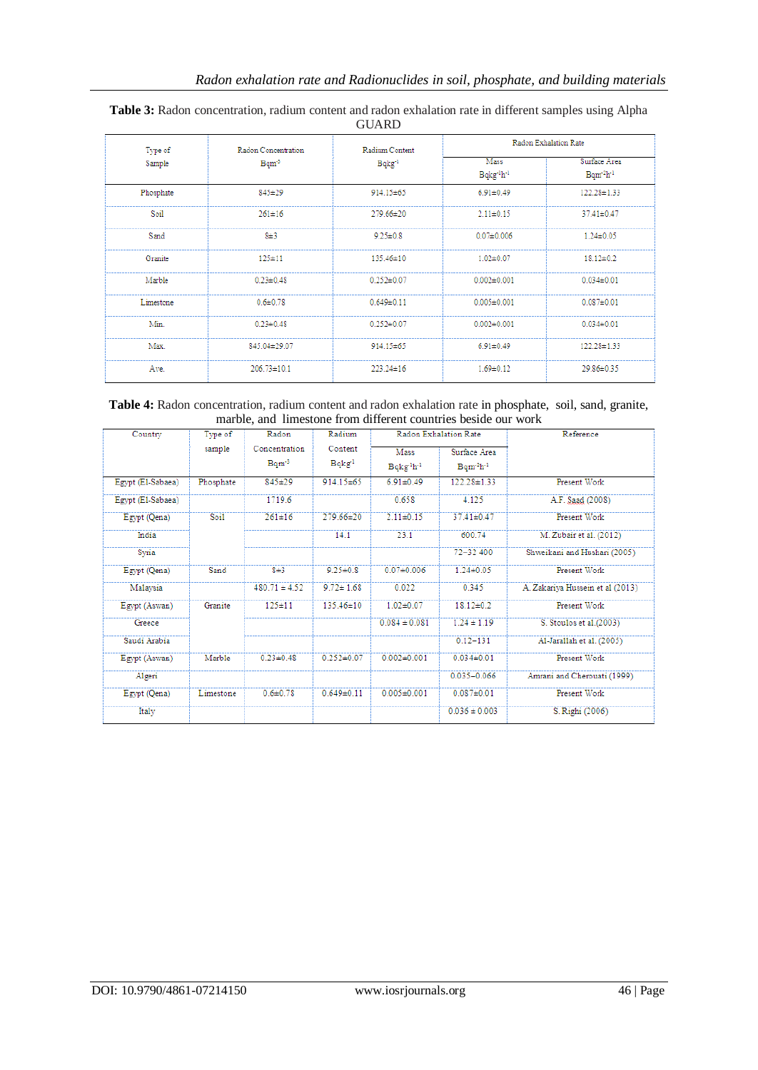**Table 3:** Radon concentration, radium content and radon exhalation rate in different samples using Alpha GUARD

| Type of Sample | Radon Concentration $Bqm^{-3}$ | Radium Content $Bqkg^{-1}$ | Radon Exhalation Rate | |
|---|---|---|---|---|
| | | | Mass $Bqkg^{-1}h^{-1}$ | Surface Area $Bqm^{-2}h^{-1}$ |
| Phosphate | 845±29 | 914.15±65 | 6.91±0.49 | 122.28±1.33 |
| Soil | 261±16 | 279.66±20 | 2.11±0.15 | 37.41±0.47 |
| Sand | 8±3 | 9.25±0.8 | 0.07±0.006 | 1.24±0.05 |
| Granite | 125±11 | 135.46±10 | 1.02±0.07 | 18.12±0.2 |
| Marble | 0.23±0.48 | 0.252±0.07 | 0.002±0.001 | 0.034±0.01 |
| Limestone | 0.6±0.78 | 0.649±0.11 | 0.005±0.001 | 0.087±0.01 |
| Min. | 0.23±0.48 | 0.252±0.07 | 0.002±0.001 | 0.034±0.01 |
| Max. | 845.04±29.07 | 914.15±65 | 6.91±0.49 | 122.28±1.33 |
| Ave. | 206.73±10.1 | 223.24±16 | 1.69±0.12 | 29.86±0.35 |

**Table 4:** Radon concentration, radium content and radon exhalation rate in phosphate, soil, sand, granite, marble, and limestone from different countries beside our work

| Country | Type of sample | Radon Concentration $Bqm^{-3}$ | Radium Content $Bqkg^{-1}$ | Radon Exhalation Rate | | Reference |
|---|---|---|---|---|---|---|
| | | | | Mass $Bqkg^{-1}h^{-1}$ | Surface Area $Bqm^{-2}h^{-1}$ | |
| Egypt (El-Sabaea) | Phosphate | 845±29 | 914.15±65 | 6.91±0.49 | 122.28±1.33 | Present Work |
| Egypt (El-Sabaea) | | 1719.6 | | 0.658 | 4.125 | A.F. Saad (2008) |
| Egypt (Qena) | Soil | 261±16 | 279.66±20 | 2.11±0.15 | 37.41±0.47 | Present Work |
| India | | | 14.1 | 23.1 | 600.74 | M. Zubair et al. (2012) |
| Syria | | | | | 72–32 400 | Shweikani and Hushari (2005) |
| Egypt (Qena) | Sand | 8±3 | 9.25±0.8 | 0.07±0.006 | 1.24±0.05 | Present Work |
| Malaysia | | 480.71 ± 4.52 | 9.72± 1.68 | 0.022 | 0.345 | A. Zakariya Hussein et al (2013) |
| Egypt (Aswan) | Granite | 125±11 | 135.46±10 | 1.02±0.07 | 18.12±0.2 | Present Work |
| Greece | | | | 0.084 ± 0.081 | 1.24 ± 1.19 | S. Stoulos et al.(2003) |
| Saudi Arabia | | | | | 0.12–131 | Al-Jarallah et al. (2005) |
| Egypt (Aswan) | Marble | 0.23±0.48 | 0.252±0.07 | 0.002±0.001 | 0.034±0.01 | Present Work |
| Algeri | | | | | 0.035–0.066 | Amrani and Cherouati (1999) |
| Egypt (Qena) | Limestone | 0.6±0.78 | 0.649±0.11 | 0.005±0.001 | 0.087±0.01 | Present Work |
| Italy | | | | | 0.036 ± 0.003 | S. Righi (2006) |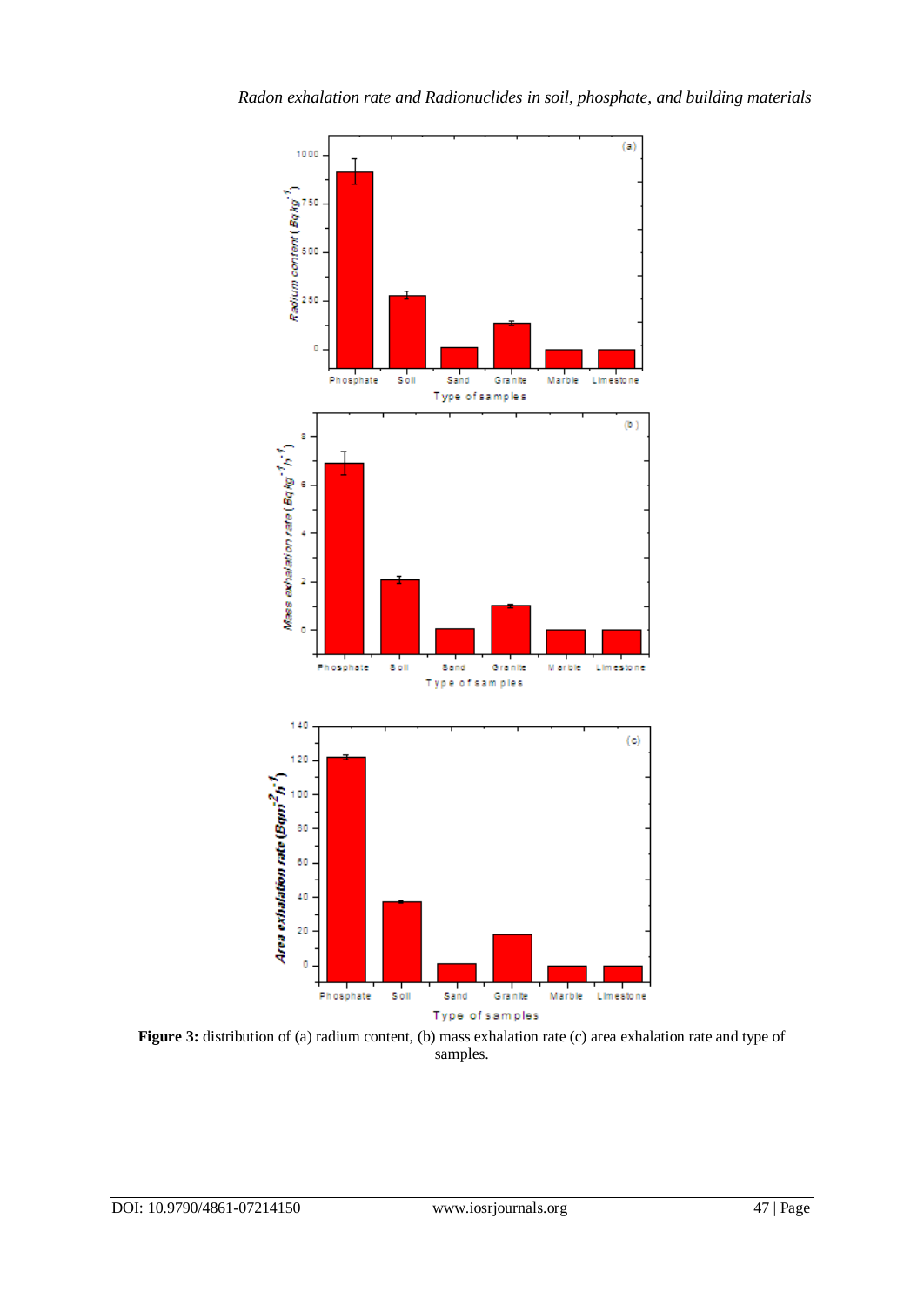**Figure 3:** distribution of (a) radium content, (b) mass exhalation rate (c) area exhalation rate and type of samples.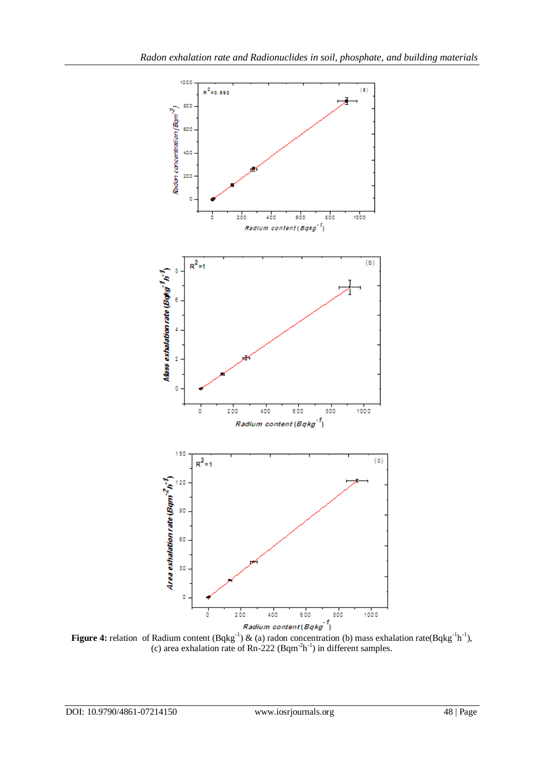**Figure 4:** relation of Radium content ($Bqkg^{-1}$) & (a) radon concentration (b) mass exhalation rate($Bqkg^{-1}h^{-1}$), (c) area exhalation rate of Rn-222 ($Bqm^{-2}h^{-1}$) in different samples.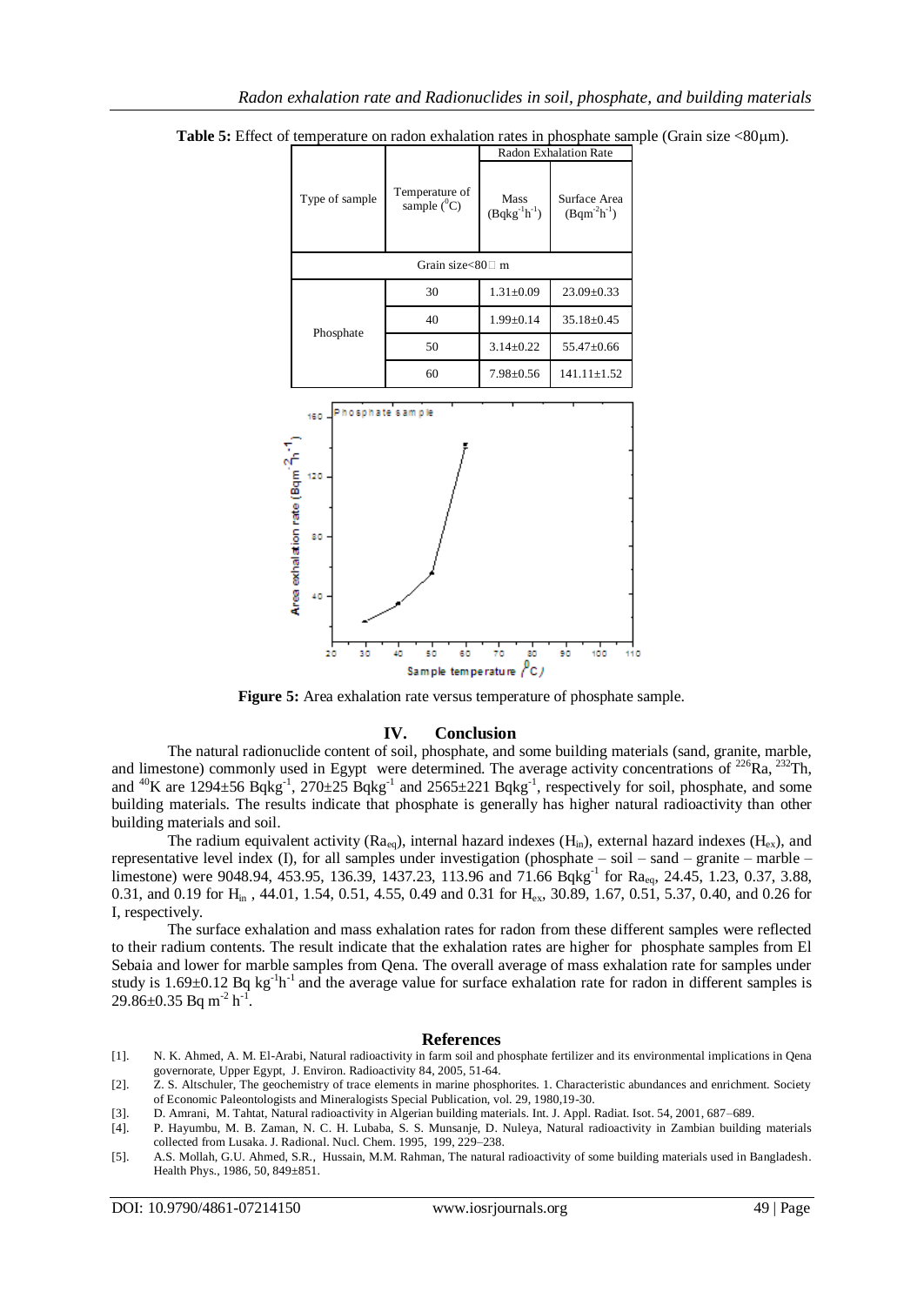**Table 5:** Effect of temperature on radon exhalation rates in phosphate sample (Grain size <80μm).

| Type of sample | Temperature of sample ($^0$C) | Radon Exhalation Rate | |
|---|---|---|---|
| | | Mass ($Bqkg^{-1}h^{-1}$) | Surface Area ($Bqm^{-2}h^{-1}$) |
| Grain size<80 m | | | |
| Phosphate | 30 | 1.31±0.09 | 23.09±0.33 |
| | 40 | 1.99±0.14 | 35.18±0.45 |
| | 50 | 3.14±0.22 | 55.47±0.66 |
| | 60 | 7.98±0.56 | 141.11±1.52 |

**Figure 5:** Area exhalation rate versus temperature of phosphate sample.

## IV. Conclusion

The natural radionuclide content of soil, phosphate, and some building materials (sand, granite, marble, and limestone) commonly used in Egypt were determined. The average activity concentrations of $^{226}$Ra, $^{232}$Th, and $^{40}$K are 1294±56 $Bqkg^{-1}$, 270±25 $Bqkg^{-1}$ and 2565±221 $Bqkg^{-1}$, respectively for soil, phosphate, and some building materials. The results indicate that phosphate is generally has higher natural radioactivity than other building materials and soil.

The radium equivalent activity ($Ra_{eq}$), internal hazard indexes ($H_{in}$), external hazard indexes ($H_{ex}$), and representative level index (I), for all samples under investigation (phosphate – soil – sand – granite – marble – limestone) were 9048.94, 453.95, 136.39, 1437.23, 113.96 and 71.66 $Bqkg^{-1}$ for $Ra_{eq}$, 24.45, 1.23, 0.37, 3.88, 0.31, and 0.19 for $H_{in}$ , 44.01, 1.54, 0.51, 4.55, 0.49 and 0.31 for $H_{ex}$, 30.89, 1.67, 0.51, 5.37, 0.40, and 0.26 for I, respectively.

The surface exhalation and mass exhalation rates for radon from these different samples were reflected to their radium contents. The result indicate that the exhalation rates are higher for phosphate samples from El Sebaia and lower for marble samples from Qena. The overall average of mass exhalation rate for samples under study is 1.69±0.12 Bq $kg^{-1}h^{-1}$ and the average value for surface exhalation rate for radon in different samples is 29.86±0.35 Bq $m^{-2}$ $h^{-1}$.

## References

[1]. N. K. Ahmed, A. M. El-Arabi, Natural radioactivity in farm soil and phosphate fertilizer and its environmental implications in Qena governorate, Upper Egypt, J. Environ. Radioactivity 84, 2005, 51-64.

[2]. Z. S. Altschuler, The geochemistry of trace elements in marine phosphorites. 1. Characteristic abundances and enrichment. Society of Economic Paleontologists and Mineralogists Special Publication, vol. 29, 1980,19-30.

[3]. D. Amrani, M. Tahtat, Natural radioactivity in Algerian building materials. Int. J. Appl. Radiat. Isot. 54, 2001, 687–689.

[4]. P. Hayumbu, M. B. Zaman, N. C. H. Lubaba, S. S. Munsanje, D. Nuleya, Natural radioactivity in Zambian building materials collected from Lusaka. J. Radional. Nucl. Chem. 1995, 199, 229–238.

[5]. A.S. Mollah, G.U. Ahmed, S.R., Hussain, M.M. Rahman, The natural radioactivity of some building materials used in Bangladesh. Health Phys., 1986, 50, 849±851.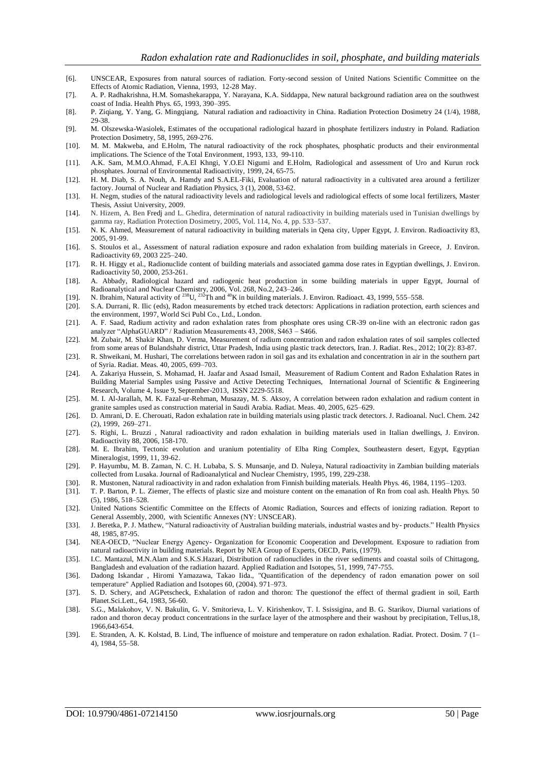[6]. UNSCEAR, Exposures from natural sources of radiation. Forty-second session of United Nations Scientific Committee on the Effects of Atomic Radiation, Vienna, 1993, 12-28 May.

[7]. A. P. Radhakrishna, H.M. Somashekarappa, Y. Narayana, K.A. Siddappa, New natural background radiation area on the southwest coast of India. Health Phys. 65, 1993, 390–395.

[8]. P. Ziqiang, Y. Yang, G. Mingqiang, Natural radiation and radioactivity in China. Radiation Protection Dosimetry 24 (1/4), 1988, 29-38.

[9]. M. Olszewska-Wasiolek, Estimates of the occupational radiological hazard in phosphate fertilizers industry in Poland. Radiation Protection Dosimetry, 58, 1995, 269-276.

[10]. M. M. Makweba, and E.Holm, The natural radioactivity of the rock phosphates, phosphatic products and their environmental implications. The Science of the Total Environment, 1993, 133, 99-110.

[11]. A.K. Sam, M.M.O.Ahmad, F.A.El Khngi, Y.O.El Nigumi and E.Holm, Radiological and assessment of Uro and Kurun rock phosphates. Journal of Environmental Radioactivity, 1999, 24, 65-75.

[12]. H. M. Diab, S. A. Nouh, A. Hamdy and S.A.EL-Fiki, Evaluation of natural radioactivity in a cultivated area around a fertilizer factory. Journal of Nuclear and Radiation Physics, 3 (1), 2008, 53-62.

[13]. H. Negm, studies of the natural radioactivity levels and radiological levels and radiological effects of some local fertilizers, Master Thesis, Assiut University, 2009.

[14]. N. Hizem, A. Ben Fredj and L. Ghedira, determination of natural radioactivity in building materials used in Tunisian dwellings by gamma ray, Radiation Protection Dosimetry, 2005, Vol. 114, No. 4, pp. 533–537.

[15]. N. K. Ahmed, Measurement of natural radioactivity in building materials in Qena city, Upper Egypt, J. Environ. Radioactivity 83, 2005, 91-99.

[16]. S. Stoulos et al., Assessment of natural radiation exposure and radon exhalation from building materials in Greece, J. Environ. Radioactivity 69, 2003 225–240.

[17]. R. H. Higgy et al., Radionuclide content of building materials and associated gamma dose rates in Egyptian dwellings, J. Environ. Radioactivity 50, 2000, 253-261.

[18]. A. Abbady, Radiological hazard and radiogenic heat production in some building materials in upper Egypt, Journal of Radioanalytical and Nuclear Chemistry, 2006, Vol. 268, No.2, 243–246.

[19]. N. Ibrahim, Natural activity of $^{238}U$, $^{232}Th$ and $^{40}K$ in building materials. J. Environ. Radioact. 43, 1999, 555–558.

[20]. S.A. Durrani, R. Ilic (eds), Radon measurements by etched track detectors: Applications in radiation protection, earth sciences and the environment, 1997, World Sci Publ Co., Ltd., London.

[21]. A. F. Saad, Radium activity and radon exhalation rates from phosphate ores using CR-39 on-line with an electronic radon gas analyzer "AlphaGUARD" / Radiation Measurements 43, 2008, S463 – S466.

[22]. M. Zubair, M. Shakir Khan, D. Verma, Measurement of radium concentration and radon exhalation rates of soil samples collected from some areas of Bulandshahr district, Uttar Pradesh, India using plastic track detectors, Iran. J. Radiat. Res., 2012; 10(2): 83-87.

[23]. R. Shweikani, M. Hushari, The correlations between radon in soil gas and its exhalation and concentration in air in the southern part of Syria. Radiat. Meas. 40, 2005, 699–703.

[24]. A. Zakariya Hussein, S. Mohamad, H. Jaafar and Asaad Ismail, Measurement of Radium Content and Radon Exhalation Rates in Building Material Samples using Passive and Active Detecting Techniques, International Journal of Scientific & Engineering Research, Volume 4, Issue 9, September-2013, ISSN 2229-5518.

[25]. M. I. Al-Jarallah, M. K. Fazal-ur-Rehman, Musazay, M. S. Aksoy, A correlation between radon exhalation and radium content in granite samples used as construction material in Saudi Arabia. Radiat. Meas. 40, 2005, 625–629.

[26]. D. Amrani, D. E. Cherouati, Radon exhalation rate in building materials using plastic track detectors. J. Radioanal. Nucl. Chem. 242 (2), 1999, 269–271.

[27]. S. Righi, L. Bruzzi , Natural radioactivity and radon exhalation in building materials used in Italian dwellings, J. Environ. Radioactivity 88, 2006, 158-170.

[28]. M. E. Ibrahim, Tectonic evolution and uranium potentiality of Elba Ring Complex, Southeastern desert, Egypt, Egyptian Mineralogist, 1999, 11, 39-62.

[29]. P. Hayumbu, M. B. Zaman, N. C. H. Lubaba, S. S. Munsanje, and D. Nuleya, Natural radioactivity in Zambian building materials collected from Lusaka. Journal of Radioanalytical and Nuclear Chemistry, 1995, 199, 229-238.

[30]. R. Mustonen, Natural radioactivity in and radon exhalation from Finnish building materials. Health Phys. 46, 1984, 1195–1203.

[31]. T. P. Barton, P. L. Ziemer, The effects of plastic size and moisture content on the emanation of Rn from coal ash. Health Phys. 50 (5), 1986, 518–528.

[32]. United Nations Scientific Committee on the Effects of Atomic Radiation, Sources and effects of ionizing radiation. Report to General Assembly, 2000, with Scientific Annexes (NY: UNSCEAR).

[33]. J. Beretka, P. J. Mathew, "Natural radioactivity of Australian building materials, industrial wastes and by- products." Health Physics 48, 1985, 87-95.

[34]. NEA-OECD, "Nuclear Energy Agency- Organization for Economic Cooperation and Development. Exposure to radiation from natural radioactivity in building materials. Report by NEA Group of Experts, OECD, Paris, (1979).

[35]. I.C. Mantazul, M.N.Alam and S.K.S.Hazari, Distribution of radionuclides in the river sediments and coastal soils of Chittagong, Bangladesh and evaluation of the radiation hazard. Applied Radiation and Isotopes, 51, 1999, 747-755.

[36]. Dadong Iskandar , Hiromi Yamazawa, Takao Iida., "Quantification of the dependency of radon emanation power on soil temperature" Applied Radiation and Isotopes 60, (2004). 971–973.

[37]. S. D. Schery, and AGPetscheck, Exhalation of radon and thoron: The questionof the effect of thermal gradient in soil, Earth Planet.Sci.Lett., 64, 1983, 56-60.

[38]. S.G., Malakohov, V. N. Bakulin, G. V. Smitorieva, L. V. Kirishenkov, T. I. Ssissigina, and B. G. Starikov, Diurnal variations of radon and thoron decay product concentrations in the surface layer of the atmosphere and their washout by precipitation, Tellus,18, 1966,643-654.

[39]. E. Stranden, A. K. Kolstad, B. Lind, The influence of moisture and temperature on radon exhalation. Radiat. Protect. Dosim. 7 (1–4), 1984, 55–58.